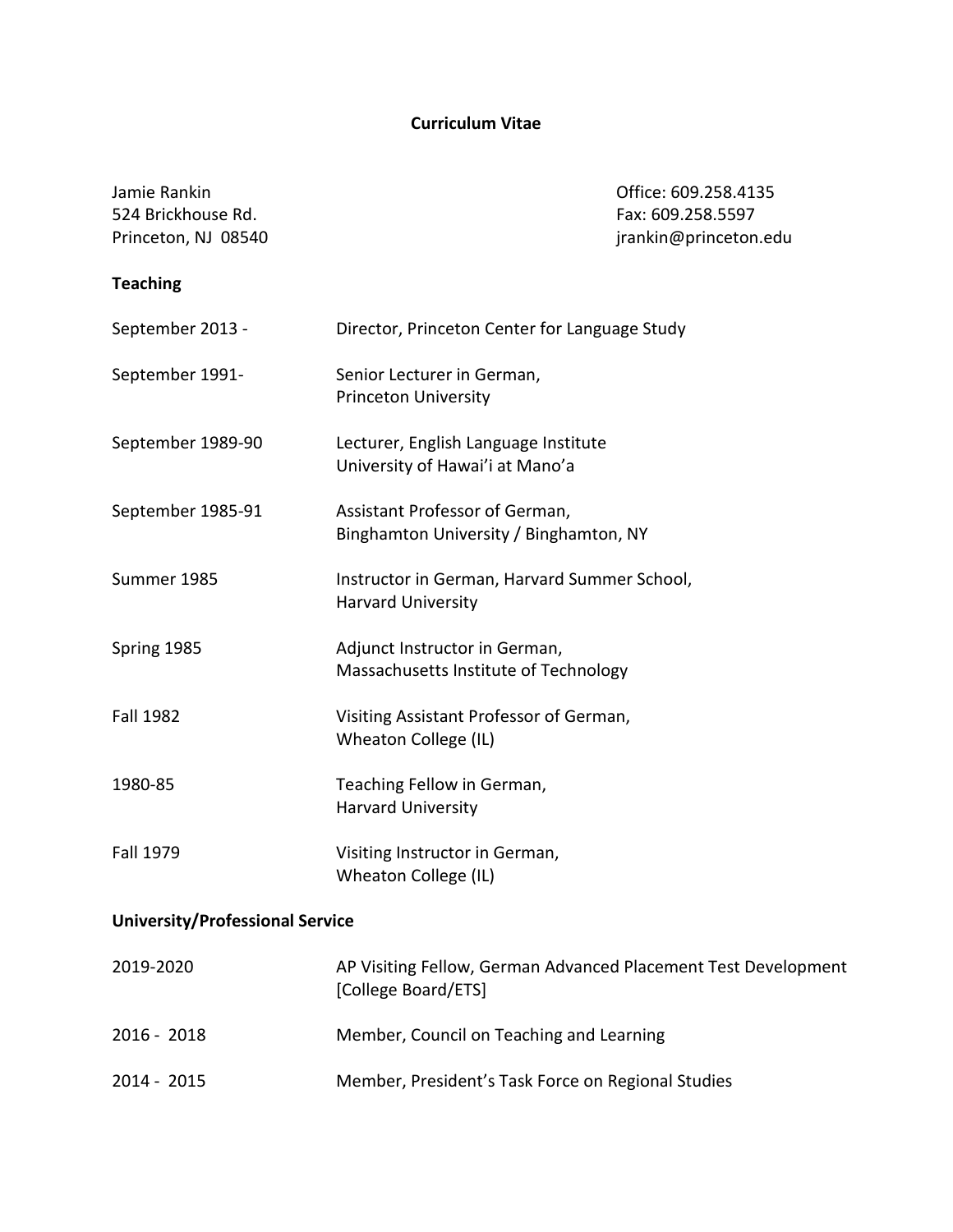# Curriculum Vitae

Jamie Rankin
524 Brickhouse Rd.
Princeton, NJ 08540

Office: 609.258.4135
Fax: 609.258.5597
jrankin@princeton.edu

## Teaching

| | |
|---|---|
| September 2013 - | Director, Princeton Center for Language Study |
| September 1991- | Senior Lecturer in German, Princeton University |
| September 1989-90 | Lecturer, English Language Institute University of Hawai'i at Mano'a |
| September 1985-91 | Assistant Professor of German, Binghamton University / Binghamton, NY |
| Summer 1985 | Instructor in German, Harvard Summer School, Harvard University |
| Spring 1985 | Adjunct Instructor in German, Massachusetts Institute of Technology |
| Fall 1982 | Visiting Assistant Professor of German, Wheaton College (IL) |
| 1980-85 | Teaching Fellow in German, Harvard University |
| Fall 1979 | Visiting Instructor in German, Wheaton College (IL) |

## University/Professional Service

| | |
|---|---|
| 2019-2020 | AP Visiting Fellow, German Advanced Placement Test Development [College Board/ETS] |
| 2016 - 2018 | Member, Council on Teaching and Learning |
| 2014 - 2015 | Member, President's Task Force on Regional Studies |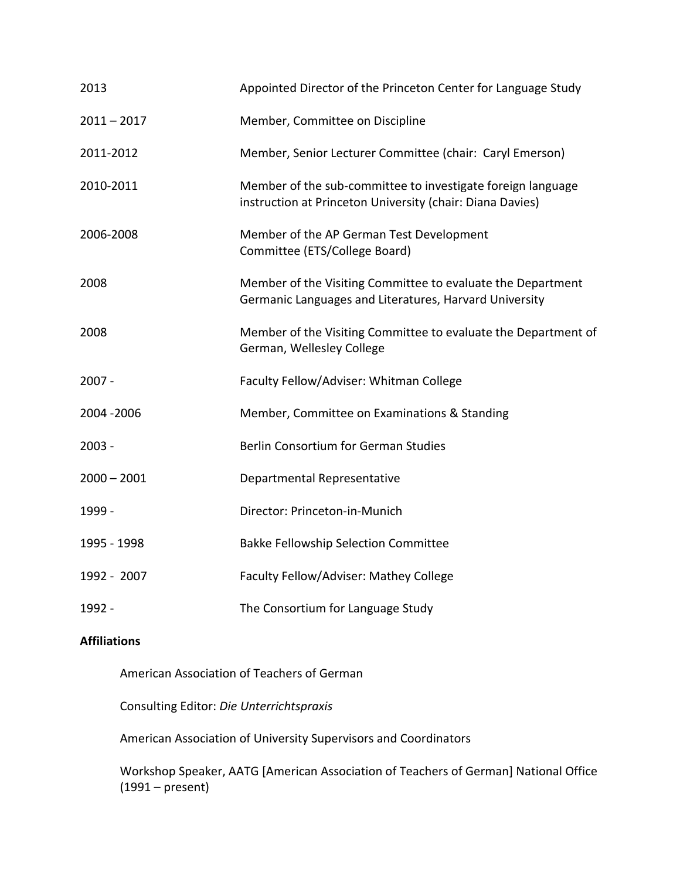| | |
|---|---|
| 2013 | Appointed Director of the Princeton Center for Language Study |
| 2011 – 2017 | Member, Committee on Discipline |
| 2011-2012 | Member, Senior Lecturer Committee (chair: Caryl Emerson) |
| 2010-2011 | Member of the sub-committee to investigate foreign language instruction at Princeton University (chair: Diana Davies) |
| 2006-2008 | Member of the AP German Test Development Committee (ETS/College Board) |
| 2008 | Member of the Visiting Committee to evaluate the Department Germanic Languages and Literatures, Harvard University |
| 2008 | Member of the Visiting Committee to evaluate the Department of German, Wellesley College |
| 2007 - | Faculty Fellow/Adviser: Whitman College |
| 2004 -2006 | Member, Committee on Examinations & Standing |
| 2003 - | Berlin Consortium for German Studies |
| 2000 – 2001 | Departmental Representative |
| 1999 - | Director: Princeton-in-Munich |
| 1995 - 1998 | Bakke Fellowship Selection Committee |
| 1992 - 2007 | Faculty Fellow/Adviser: Mathey College |
| 1992 - | The Consortium for Language Study |

**Affiliations**

American Association of Teachers of German

Consulting Editor: *Die Unterrichtspraxis*

American Association of University Supervisors and Coordinators

Workshop Speaker, AATG [American Association of Teachers of German] National Office (1991 – present)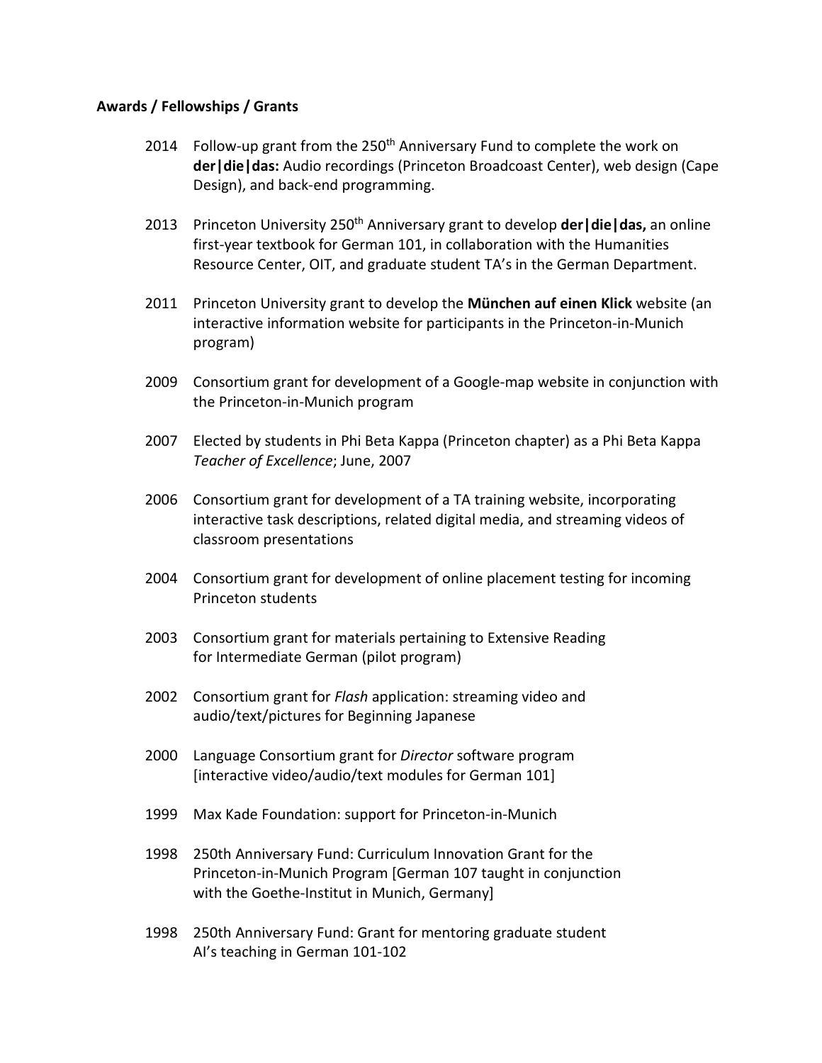**Awards / Fellowships / Grants**

2014 Follow-up grant from the 250th Anniversary Fund to complete the work on **der|die|das:** Audio recordings (Princeton Broadcoast Center), web design (Cape Design), and back-end programming.

2013 Princeton University 250th Anniversary grant to develop **der|die|das,** an online first-year textbook for German 101, in collaboration with the Humanities Resource Center, OIT, and graduate student TA's in the German Department.

2011 Princeton University grant to develop the **München auf einen Klick** website (an interactive information website for participants in the Princeton-in-Munich program)

2009 Consortium grant for development of a Google-map website in conjunction with the Princeton-in-Munich program

2007 Elected by students in Phi Beta Kappa (Princeton chapter) as a Phi Beta Kappa *Teacher of Excellence*; June, 2007

2006 Consortium grant for development of a TA training website, incorporating interactive task descriptions, related digital media, and streaming videos of classroom presentations

2004 Consortium grant for development of online placement testing for incoming Princeton students

2003 Consortium grant for materials pertaining to Extensive Reading for Intermediate German (pilot program)

2002 Consortium grant for *Flash* application: streaming video and audio/text/pictures for Beginning Japanese

2000 Language Consortium grant for *Director* software program [interactive video/audio/text modules for German 101]

1999 Max Kade Foundation: support for Princeton-in-Munich

1998 250th Anniversary Fund: Curriculum Innovation Grant for the Princeton-in-Munich Program [German 107 taught in conjunction with the Goethe-Institut in Munich, Germany]

1998 250th Anniversary Fund: Grant for mentoring graduate student AI's teaching in German 101-102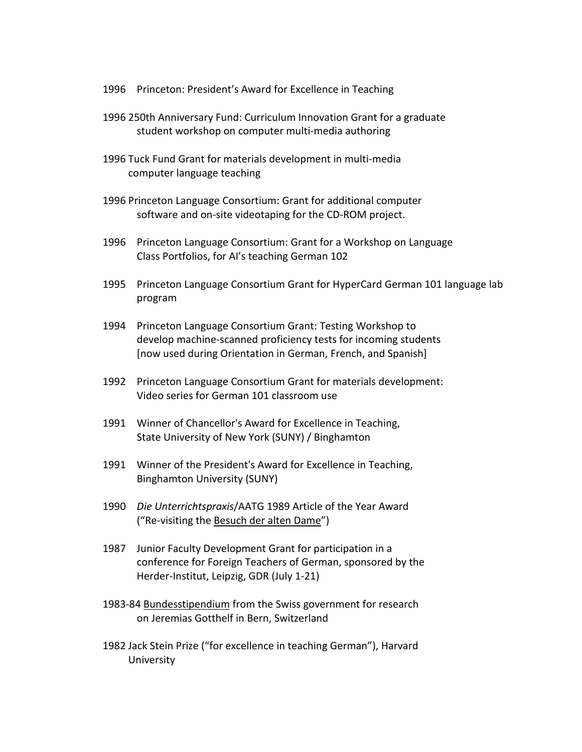1996 Princeton: President's Award for Excellence in Teaching

1996 250th Anniversary Fund: Curriculum Innovation Grant for a graduate student workshop on computer multi-media authoring

1996 Tuck Fund Grant for materials development in multi-media computer language teaching

1996 Princeton Language Consortium: Grant for additional computer software and on-site videotaping for the CD-ROM project.

1996 Princeton Language Consortium: Grant for a Workshop on Language Class Portfolios, for AI's teaching German 102

1995 Princeton Language Consortium Grant for HyperCard German 101 language lab program

1994 Princeton Language Consortium Grant: Testing Workshop to develop machine-scanned proficiency tests for incoming students [now used during Orientation in German, French, and Spanish]

1992 Princeton Language Consortium Grant for materials development: Video series for German 101 classroom use

1991 Winner of Chancellor's Award for Excellence in Teaching, State University of New York (SUNY) / Binghamton

1991 Winner of the President's Award for Excellence in Teaching, Binghamton University (SUNY)

1990 *Die Unterrichtspraxis*/AATG 1989 Article of the Year Award ("Re-visiting the <u>Besuch der alten Dame</u>")

1987 Junior Faculty Development Grant for participation in a conference for Foreign Teachers of German, sponsored by the Herder-Institut, Leipzig, GDR (July 1-21)

1983-84 <u>Bundesstipendium</u> from the Swiss government for research on Jeremias Gotthelf in Bern, Switzerland

1982 Jack Stein Prize ("for excellence in teaching German"), Harvard University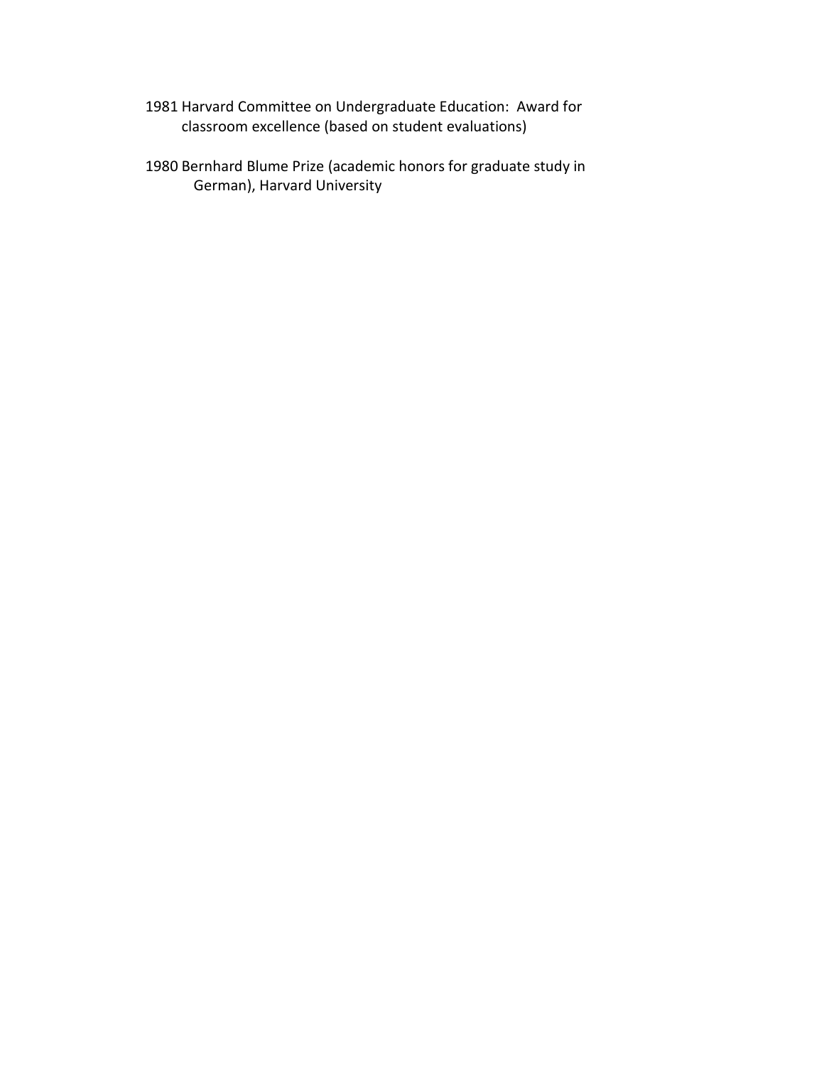1981 Harvard Committee on Undergraduate Education: Award for classroom excellence (based on student evaluations)

1980 Bernhard Blume Prize (academic honors for graduate study in German), Harvard University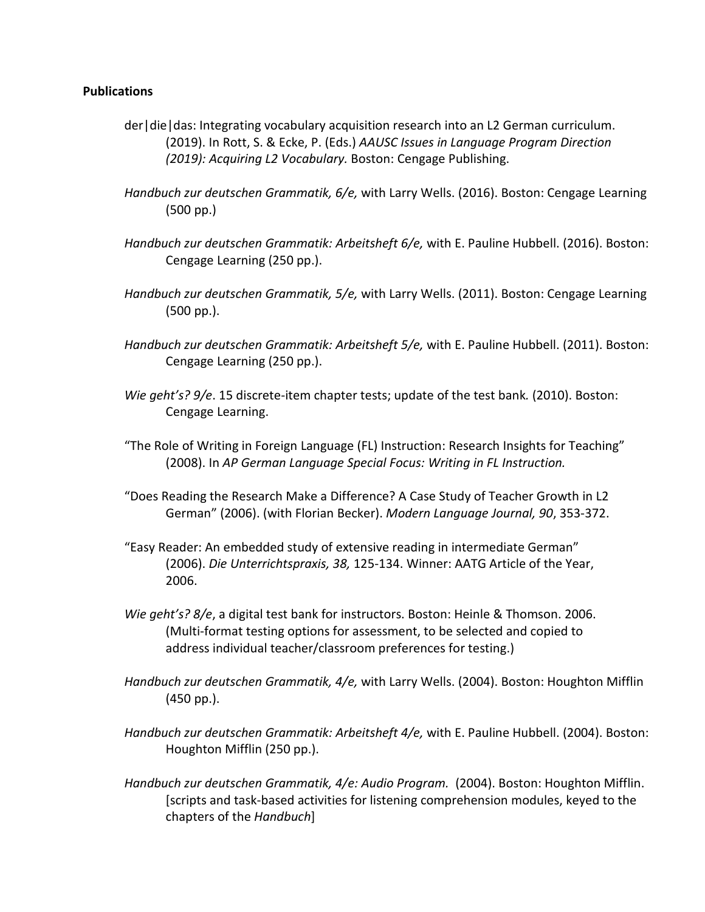**Publications**

der|die|das: Integrating vocabulary acquisition research into an L2 German curriculum. (2019). In Rott, S. & Ecke, P. (Eds.) *AAUSC Issues in Language Program Direction (2019): Acquiring L2 Vocabulary.* Boston: Cengage Publishing.

*Handbuch zur deutschen Grammatik, 6/e,* with Larry Wells. (2016). Boston: Cengage Learning (500 pp.)

*Handbuch zur deutschen Grammatik: Arbeitsheft 6/e,* with E. Pauline Hubbell. (2016). Boston: Cengage Learning (250 pp.).

*Handbuch zur deutschen Grammatik, 5/e,* with Larry Wells. (2011). Boston: Cengage Learning (500 pp.).

*Handbuch zur deutschen Grammatik: Arbeitsheft 5/e,* with E. Pauline Hubbell. (2011). Boston: Cengage Learning (250 pp.).

*Wie geht's? 9/e*. 15 discrete-item chapter tests; update of the test bank*.* (2010). Boston: Cengage Learning.

"The Role of Writing in Foreign Language (FL) Instruction: Research Insights for Teaching" (2008). In *AP German Language Special Focus: Writing in FL Instruction.*

"Does Reading the Research Make a Difference? A Case Study of Teacher Growth in L2 German" (2006). (with Florian Becker). *Modern Language Journal, 90*, 353-372.

"Easy Reader: An embedded study of extensive reading in intermediate German" (2006). *Die Unterrichtspraxis, 38,* 125-134. Winner: AATG Article of the Year, 2006.

*Wie geht's? 8/e*, a digital test bank for instructors. Boston: Heinle & Thomson. 2006. (Multi-format testing options for assessment, to be selected and copied to address individual teacher/classroom preferences for testing.)

*Handbuch zur deutschen Grammatik, 4/e,* with Larry Wells. (2004). Boston: Houghton Mifflin (450 pp.).

*Handbuch zur deutschen Grammatik: Arbeitsheft 4/e,* with E. Pauline Hubbell. (2004). Boston: Houghton Mifflin (250 pp.).

*Handbuch zur deutschen Grammatik, 4/e: Audio Program.* (2004). Boston: Houghton Mifflin. [scripts and task-based activities for listening comprehension modules, keyed to the chapters of the *Handbuch*]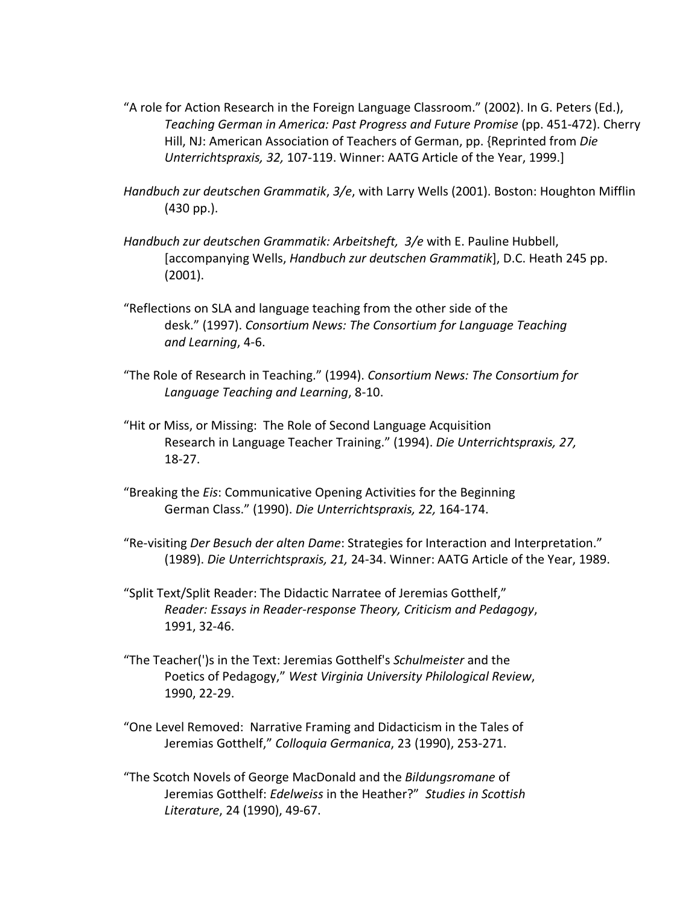"A role for Action Research in the Foreign Language Classroom." (2002). In G. Peters (Ed.), *Teaching German in America: Past Progress and Future Promise* (pp. 451-472). Cherry Hill, NJ: American Association of Teachers of German, pp. {Reprinted from *Die Unterrichtspraxis, 32,* 107-119. Winner: AATG Article of the Year, 1999.]

*Handbuch zur deutschen Grammatik*, *3/e*, with Larry Wells (2001). Boston: Houghton Mifflin (430 pp.).

*Handbuch zur deutschen Grammatik: Arbeitsheft, 3/e* with E. Pauline Hubbell, [accompanying Wells, *Handbuch zur deutschen Grammatik*], D.C. Heath 245 pp. (2001).

"Reflections on SLA and language teaching from the other side of the desk." (1997). *Consortium News: The Consortium for Language Teaching and Learning*, 4-6.

"The Role of Research in Teaching." (1994). *Consortium News: The Consortium for Language Teaching and Learning*, 8-10.

"Hit or Miss, or Missing: The Role of Second Language Acquisition Research in Language Teacher Training." (1994). *Die Unterrichtspraxis, 27,* 18-27.

"Breaking the *Eis*: Communicative Opening Activities for the Beginning German Class." (1990). *Die Unterrichtspraxis, 22,* 164-174.

"Re-visiting *Der Besuch der alten Dame*: Strategies for Interaction and Interpretation." (1989). *Die Unterrichtspraxis, 21,* 24-34. Winner: AATG Article of the Year, 1989.

"Split Text/Split Reader: The Didactic Narratee of Jeremias Gotthelf," *Reader: Essays in Reader-response Theory, Criticism and Pedagogy*, 1991, 32-46.

"The Teacher(')s in the Text: Jeremias Gotthelf's *Schulmeister* and the Poetics of Pedagogy," *West Virginia University Philological Review*, 1990, 22-29.

"One Level Removed: Narrative Framing and Didacticism in the Tales of Jeremias Gotthelf," *Colloquia Germanica*, 23 (1990), 253-271.

"The Scotch Novels of George MacDonald and the *Bildungsromane* of Jeremias Gotthelf: *Edelweiss* in the Heather?" *Studies in Scottish Literature*, 24 (1990), 49-67.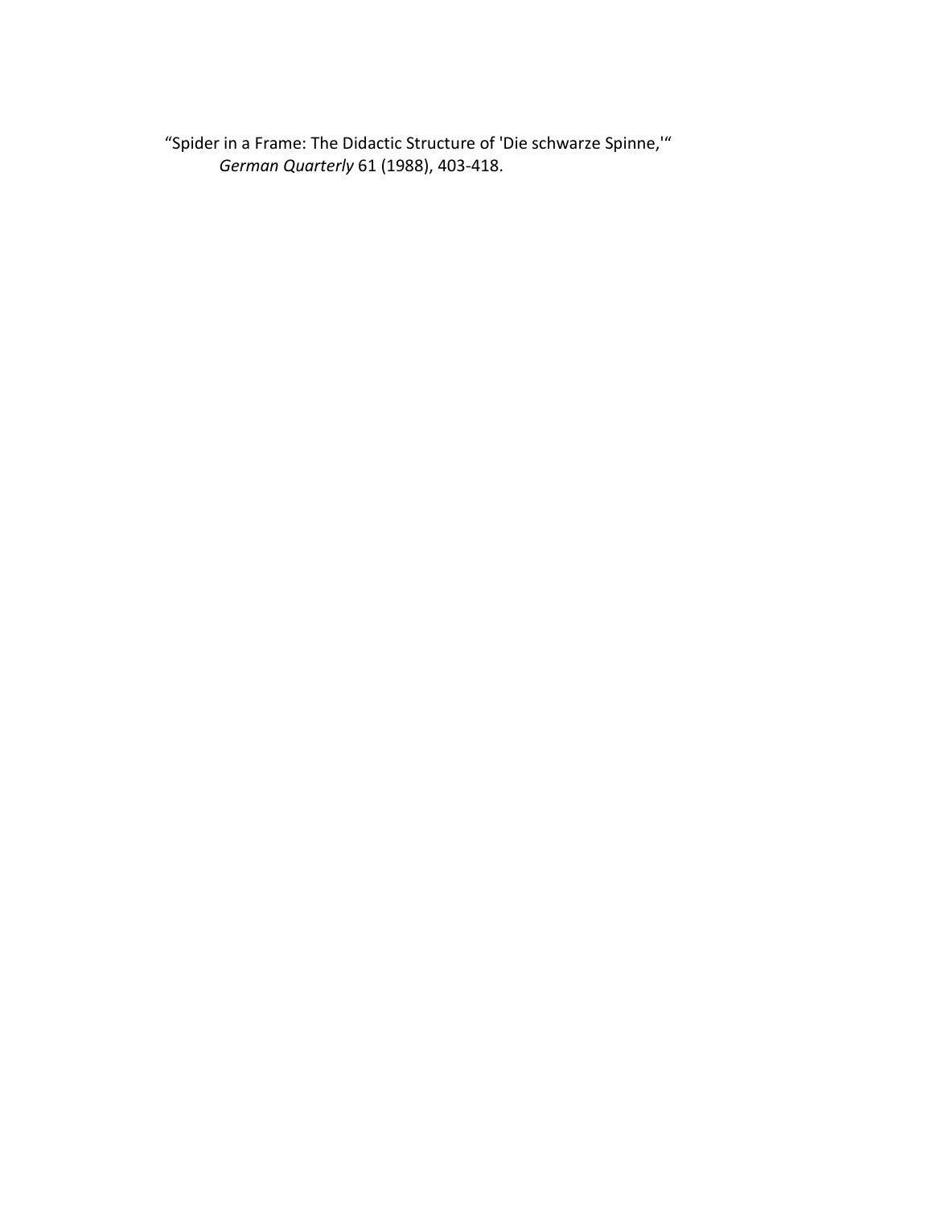"Spider in a Frame: The Didactic Structure of 'Die schwarze Spinne,'"
*German Quarterly* 61 (1988), 403-418.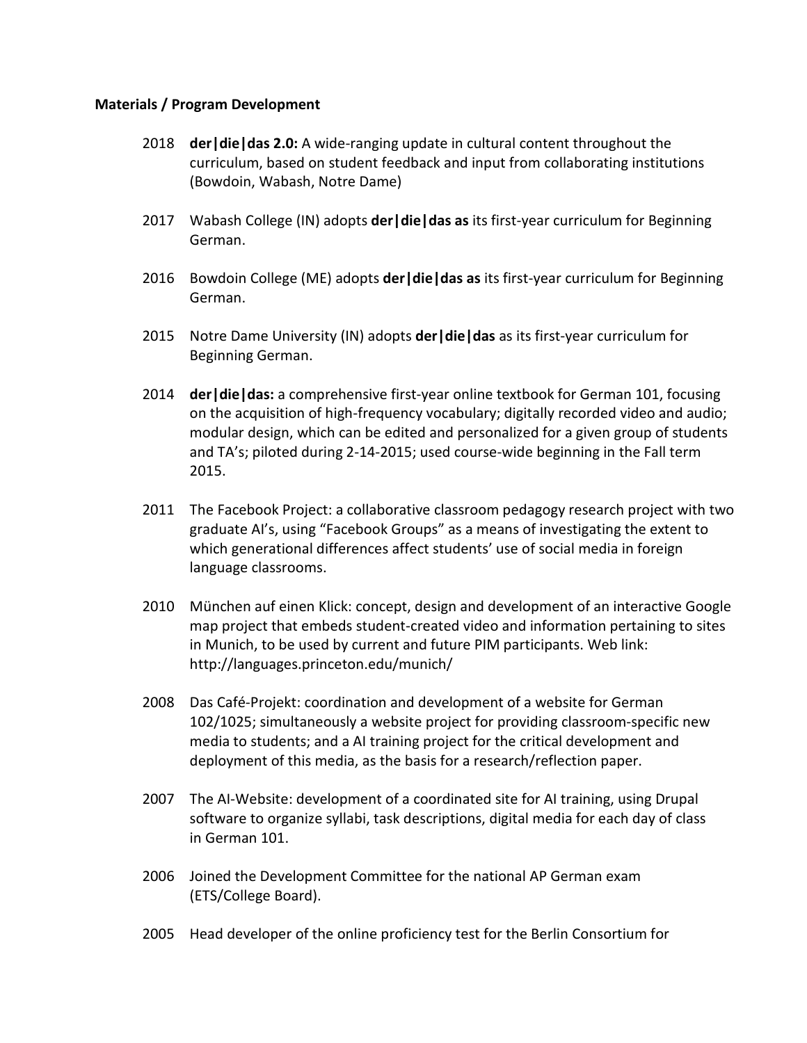**Materials / Program Development**

2018 **der|die|das 2.0:** A wide-ranging update in cultural content throughout the curriculum, based on student feedback and input from collaborating institutions (Bowdoin, Wabash, Notre Dame)

2017 Wabash College (IN) adopts **der|die|das as** its first-year curriculum for Beginning German.

2016 Bowdoin College (ME) adopts **der|die|das as** its first-year curriculum for Beginning German.

2015 Notre Dame University (IN) adopts **der|die|das** as its first-year curriculum for Beginning German.

2014 **der|die|das:** a comprehensive first-year online textbook for German 101, focusing on the acquisition of high-frequency vocabulary; digitally recorded video and audio; modular design, which can be edited and personalized for a given group of students and TA's; piloted during 2-14-2015; used course-wide beginning in the Fall term 2015.

2011 The Facebook Project: a collaborative classroom pedagogy research project with two graduate AI's, using "Facebook Groups" as a means of investigating the extent to which generational differences affect students' use of social media in foreign language classrooms.

2010 München auf einen Klick: concept, design and development of an interactive Google map project that embeds student-created video and information pertaining to sites in Munich, to be used by current and future PIM participants. Web link: http://languages.princeton.edu/munich/

2008 Das Café-Projekt: coordination and development of a website for German 102/1025; simultaneously a website project for providing classroom-specific new media to students; and a AI training project for the critical development and deployment of this media, as the basis for a research/reflection paper.

2007 The AI-Website: development of a coordinated site for AI training, using Drupal software to organize syllabi, task descriptions, digital media for each day of class in German 101.

2006 Joined the Development Committee for the national AP German exam (ETS/College Board).

2005 Head developer of the online proficiency test for the Berlin Consortium for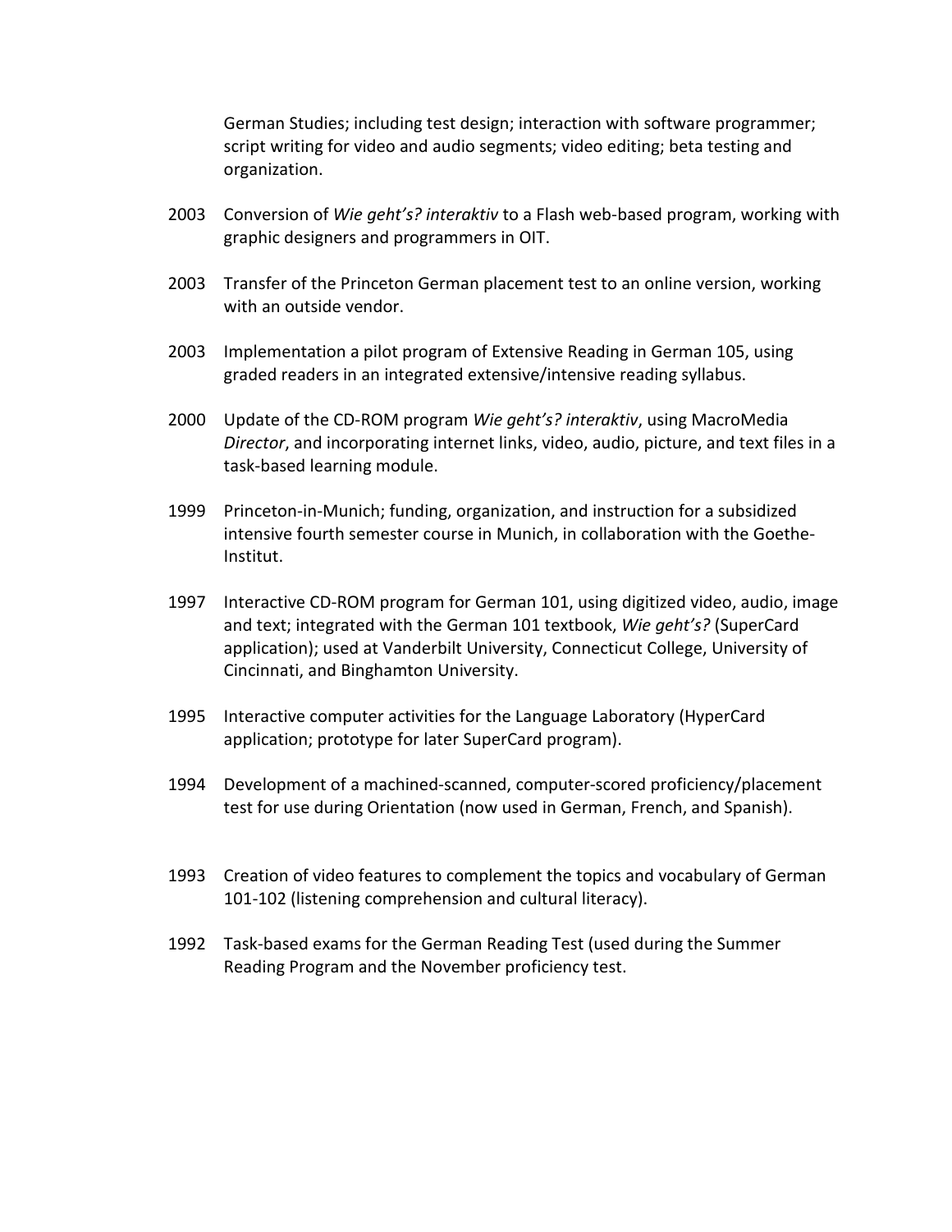German Studies; including test design; interaction with software programmer; script writing for video and audio segments; video editing; beta testing and organization.

2003 Conversion of *Wie geht's? interaktiv* to a Flash web-based program, working with graphic designers and programmers in OIT.

2003 Transfer of the Princeton German placement test to an online version, working with an outside vendor.

2003 Implementation a pilot program of Extensive Reading in German 105, using graded readers in an integrated extensive/intensive reading syllabus.

2000 Update of the CD-ROM program *Wie geht's? interaktiv*, using MacroMedia *Director*, and incorporating internet links, video, audio, picture, and text files in a task-based learning module.

1999 Princeton-in-Munich; funding, organization, and instruction for a subsidized intensive fourth semester course in Munich, in collaboration with the Goethe-Institut.

1997 Interactive CD-ROM program for German 101, using digitized video, audio, image and text; integrated with the German 101 textbook, *Wie geht's?* (SuperCard application); used at Vanderbilt University, Connecticut College, University of Cincinnati, and Binghamton University.

1995 Interactive computer activities for the Language Laboratory (HyperCard application; prototype for later SuperCard program).

1994 Development of a machined-scanned, computer-scored proficiency/placement test for use during Orientation (now used in German, French, and Spanish).

1993 Creation of video features to complement the topics and vocabulary of German 101-102 (listening comprehension and cultural literacy).

1992 Task-based exams for the German Reading Test (used during the Summer Reading Program and the November proficiency test.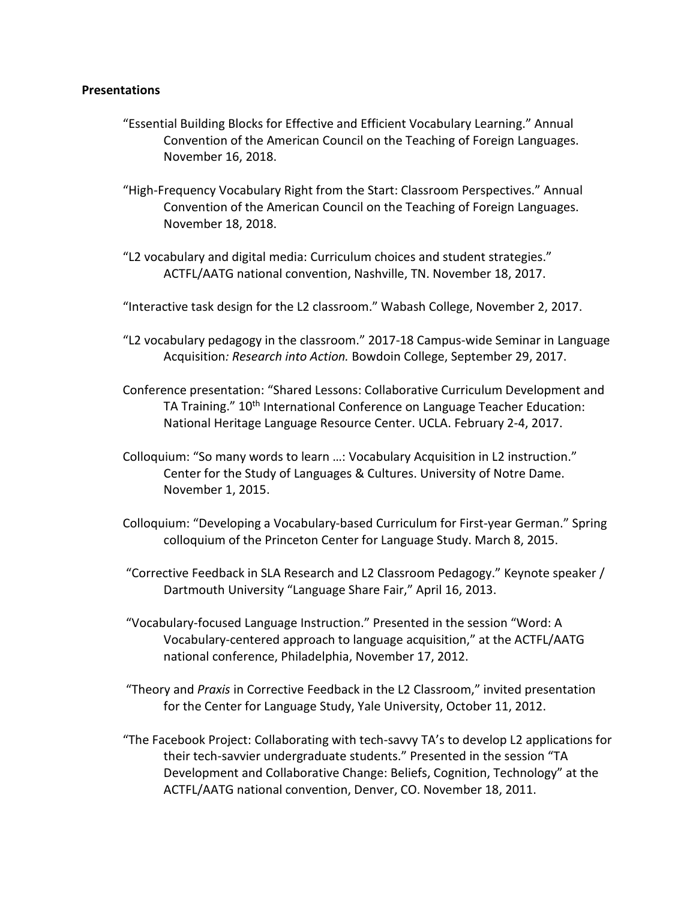**Presentations**

"Essential Building Blocks for Effective and Efficient Vocabulary Learning." Annual Convention of the American Council on the Teaching of Foreign Languages. November 16, 2018.

"High-Frequency Vocabulary Right from the Start: Classroom Perspectives." Annual Convention of the American Council on the Teaching of Foreign Languages. November 18, 2018.

"L2 vocabulary and digital media: Curriculum choices and student strategies." ACTFL/AATG national convention, Nashville, TN. November 18, 2017.

"Interactive task design for the L2 classroom." Wabash College, November 2, 2017.

"L2 vocabulary pedagogy in the classroom." 2017-18 Campus-wide Seminar in Language Acquisition*: Research into Action.* Bowdoin College, September 29, 2017.

Conference presentation: "Shared Lessons: Collaborative Curriculum Development and TA Training." 10th International Conference on Language Teacher Education: National Heritage Language Resource Center. UCLA. February 2-4, 2017.

Colloquium: "So many words to learn …: Vocabulary Acquisition in L2 instruction." Center for the Study of Languages & Cultures. University of Notre Dame. November 1, 2015.

Colloquium: "Developing a Vocabulary-based Curriculum for First-year German." Spring colloquium of the Princeton Center for Language Study. March 8, 2015.

"Corrective Feedback in SLA Research and L2 Classroom Pedagogy." Keynote speaker / Dartmouth University "Language Share Fair," April 16, 2013.

"Vocabulary-focused Language Instruction." Presented in the session "Word: A Vocabulary-centered approach to language acquisition," at the ACTFL/AATG national conference, Philadelphia, November 17, 2012.

"Theory and *Praxis* in Corrective Feedback in the L2 Classroom," invited presentation for the Center for Language Study, Yale University, October 11, 2012.

"The Facebook Project: Collaborating with tech-savvy TA's to develop L2 applications for their tech-savvier undergraduate students." Presented in the session "TA Development and Collaborative Change: Beliefs, Cognition, Technology" at the ACTFL/AATG national convention, Denver, CO. November 18, 2011.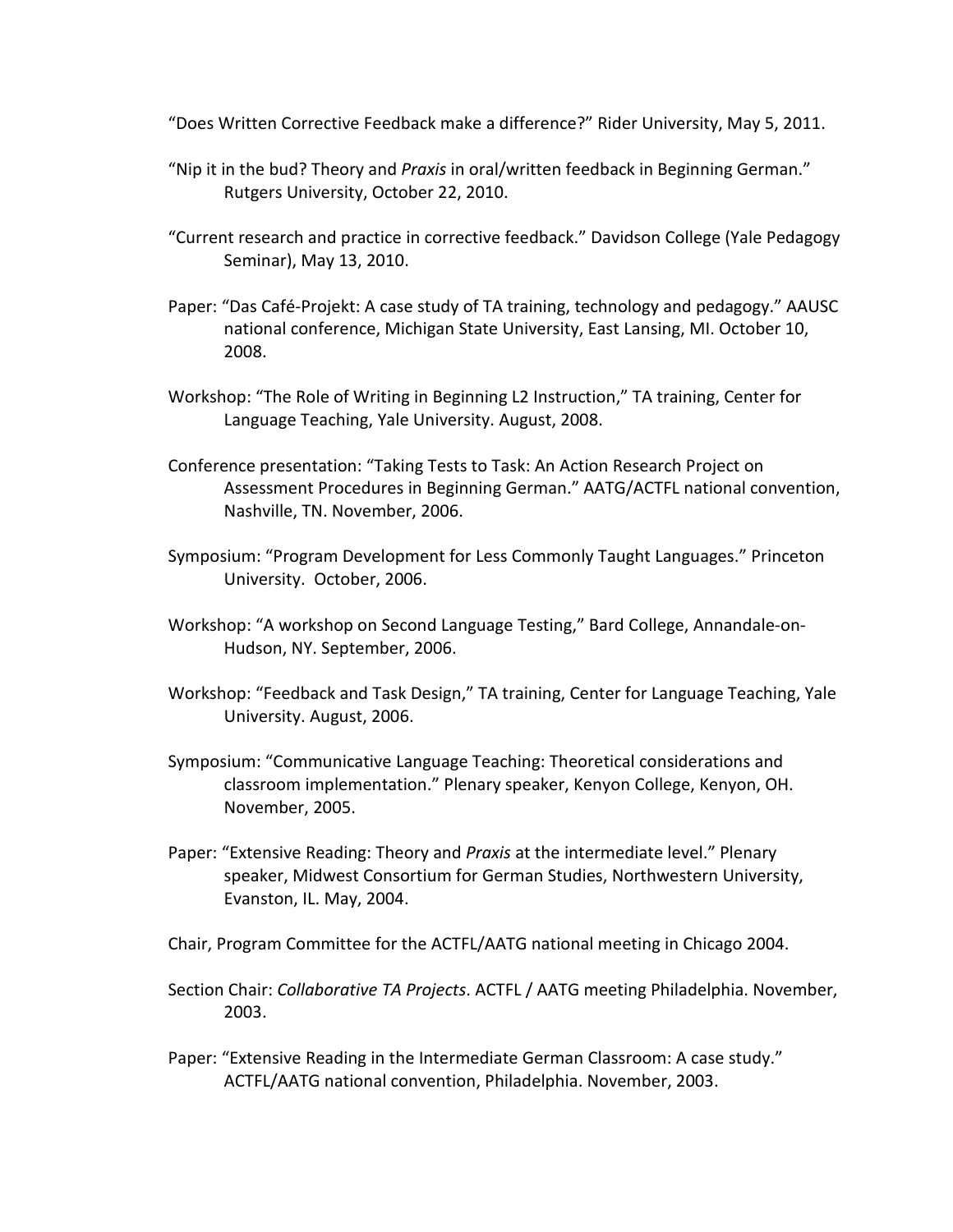"Does Written Corrective Feedback make a difference?" Rider University, May 5, 2011.

"Nip it in the bud? Theory and *Praxis* in oral/written feedback in Beginning German." Rutgers University, October 22, 2010.

"Current research and practice in corrective feedback." Davidson College (Yale Pedagogy Seminar), May 13, 2010.

Paper: "Das Café-Projekt: A case study of TA training, technology and pedagogy." AAUSC national conference, Michigan State University, East Lansing, MI. October 10, 2008.

Workshop: "The Role of Writing in Beginning L2 Instruction," TA training, Center for Language Teaching, Yale University. August, 2008.

Conference presentation: "Taking Tests to Task: An Action Research Project on Assessment Procedures in Beginning German." AATG/ACTFL national convention, Nashville, TN. November, 2006.

Symposium: "Program Development for Less Commonly Taught Languages." Princeton University. October, 2006.

Workshop: "A workshop on Second Language Testing," Bard College, Annandale-on-Hudson, NY. September, 2006.

Workshop: "Feedback and Task Design," TA training, Center for Language Teaching, Yale University. August, 2006.

Symposium: "Communicative Language Teaching: Theoretical considerations and classroom implementation." Plenary speaker, Kenyon College, Kenyon, OH. November, 2005.

Paper: "Extensive Reading: Theory and *Praxis* at the intermediate level." Plenary speaker, Midwest Consortium for German Studies, Northwestern University, Evanston, IL. May, 2004.

Chair, Program Committee for the ACTFL/AATG national meeting in Chicago 2004.

Section Chair: *Collaborative TA Projects*. ACTFL / AATG meeting Philadelphia. November, 2003.

Paper: "Extensive Reading in the Intermediate German Classroom: A case study." ACTFL/AATG national convention, Philadelphia. November, 2003.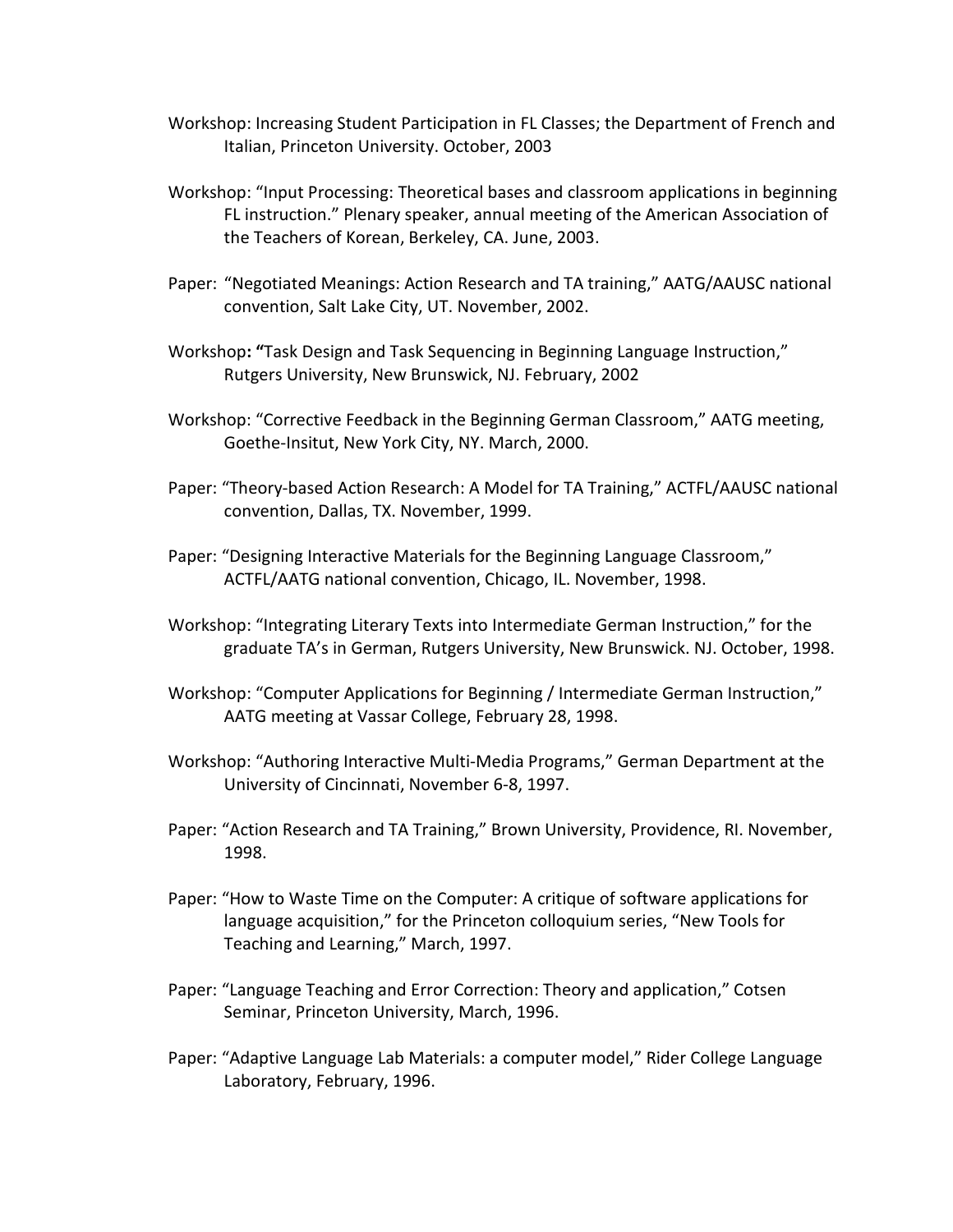Workshop: Increasing Student Participation in FL Classes; the Department of French and Italian, Princeton University. October, 2003

Workshop: "Input Processing: Theoretical bases and classroom applications in beginning FL instruction." Plenary speaker, annual meeting of the American Association of the Teachers of Korean, Berkeley, CA. June, 2003.

Paper: "Negotiated Meanings: Action Research and TA training," AATG/AAUSC national convention, Salt Lake City, UT. November, 2002.

Workshop**: "**Task Design and Task Sequencing in Beginning Language Instruction," Rutgers University, New Brunswick, NJ. February, 2002

Workshop: "Corrective Feedback in the Beginning German Classroom," AATG meeting, Goethe-Insitut, New York City, NY. March, 2000.

Paper: "Theory-based Action Research: A Model for TA Training," ACTFL/AAUSC national convention, Dallas, TX. November, 1999.

Paper: "Designing Interactive Materials for the Beginning Language Classroom," ACTFL/AATG national convention, Chicago, IL. November, 1998.

Workshop: "Integrating Literary Texts into Intermediate German Instruction," for the graduate TA's in German, Rutgers University, New Brunswick. NJ. October, 1998.

Workshop: "Computer Applications for Beginning / Intermediate German Instruction," AATG meeting at Vassar College, February 28, 1998.

Workshop: "Authoring Interactive Multi-Media Programs," German Department at the University of Cincinnati, November 6-8, 1997.

Paper: "Action Research and TA Training," Brown University, Providence, RI. November, 1998.

Paper: "How to Waste Time on the Computer: A critique of software applications for language acquisition," for the Princeton colloquium series, "New Tools for Teaching and Learning," March, 1997.

Paper: "Language Teaching and Error Correction: Theory and application," Cotsen Seminar, Princeton University, March, 1996.

Paper: "Adaptive Language Lab Materials: a computer model," Rider College Language Laboratory, February, 1996.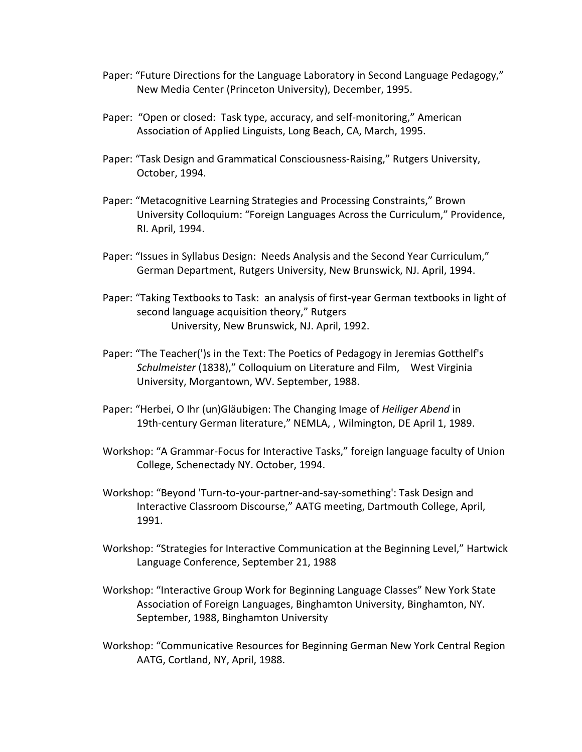Paper: "Future Directions for the Language Laboratory in Second Language Pedagogy," New Media Center (Princeton University), December, 1995.

Paper: "Open or closed: Task type, accuracy, and self-monitoring," American Association of Applied Linguists, Long Beach, CA, March, 1995.

Paper: "Task Design and Grammatical Consciousness-Raising," Rutgers University, October, 1994.

Paper: "Metacognitive Learning Strategies and Processing Constraints," Brown University Colloquium: "Foreign Languages Across the Curriculum," Providence, RI. April, 1994.

Paper: "Issues in Syllabus Design: Needs Analysis and the Second Year Curriculum," German Department, Rutgers University, New Brunswick, NJ. April, 1994.

Paper: "Taking Textbooks to Task: an analysis of first-year German textbooks in light of second language acquisition theory," Rutgers University, New Brunswick, NJ. April, 1992.

Paper: "The Teacher(')s in the Text: The Poetics of Pedagogy in Jeremias Gotthelf's *Schulmeister* (1838)," Colloquium on Literature and Film, West Virginia University, Morgantown, WV. September, 1988.

Paper: "Herbei, O Ihr (un)Gläubigen: The Changing Image of *Heiliger Abend* in 19th-century German literature," NEMLA, , Wilmington, DE April 1, 1989.

Workshop: "A Grammar-Focus for Interactive Tasks," foreign language faculty of Union College, Schenectady NY. October, 1994.

Workshop: "Beyond 'Turn-to-your-partner-and-say-something': Task Design and Interactive Classroom Discourse," AATG meeting, Dartmouth College, April, 1991.

Workshop: "Strategies for Interactive Communication at the Beginning Level," Hartwick Language Conference, September 21, 1988

Workshop: "Interactive Group Work for Beginning Language Classes" New York State Association of Foreign Languages, Binghamton University, Binghamton, NY. September, 1988, Binghamton University

Workshop: "Communicative Resources for Beginning German New York Central Region AATG, Cortland, NY, April, 1988.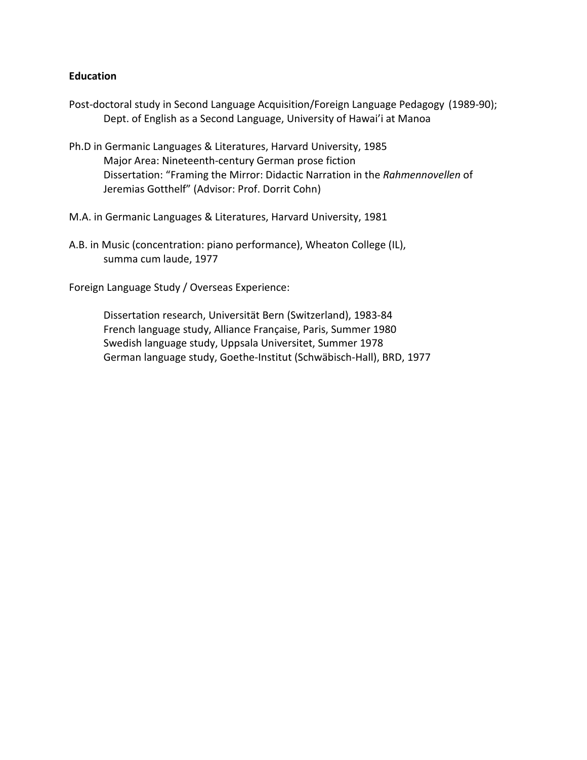**Education**

Post-doctoral study in Second Language Acquisition/Foreign Language Pedagogy (1989-90);
Dept. of English as a Second Language, University of Hawai'i at Manoa

Ph.D in Germanic Languages & Literatures, Harvard University, 1985
Major Area: Nineteenth-century German prose fiction
Dissertation: "Framing the Mirror: Didactic Narration in the *Rahmennovellen* of Jeremias Gotthelf" (Advisor: Prof. Dorrit Cohn)

M.A. in Germanic Languages & Literatures, Harvard University, 1981

A.B. in Music (concentration: piano performance), Wheaton College (IL),
summa cum laude, 1977

Foreign Language Study / Overseas Experience:

Dissertation research, Universität Bern (Switzerland), 1983-84
French language study, Alliance Française, Paris, Summer 1980
Swedish language study, Uppsala Universitet, Summer 1978
German language study, Goethe-Institut (Schwäbisch-Hall), BRD, 1977